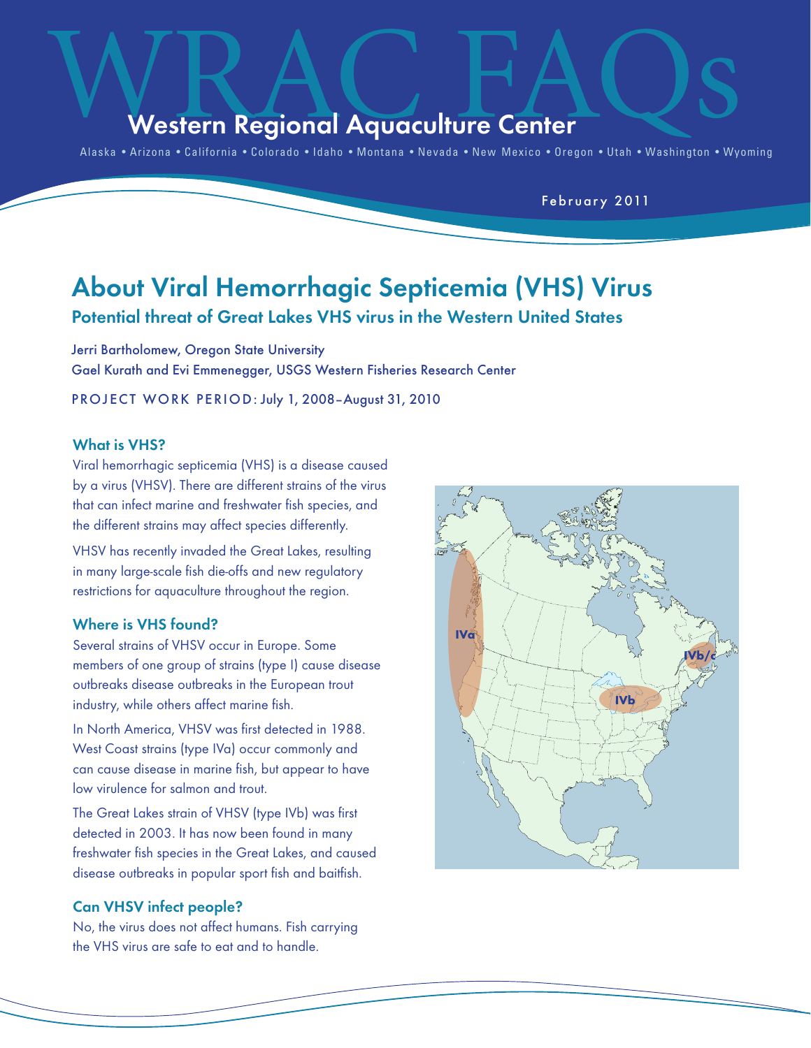WRAC FAQs

Western Regional Aquaculture Center

Alaska • Arizona • California • Colorado • Idaho • Montana • Nevada • New Mexico • Oregon • Utah • Washington • Wyoming

February 2011

# About Viral Hemorrhagic Septicemia (VHS) Virus

## Potential threat of Great Lakes VHS virus in the Western United States

Jerri Bartholomew, Oregon State University
Gael Kurath and Evi Emmenegger, USGS Western Fisheries Research Center

PROJECT WORK PERIOD: July 1, 2008–August 31, 2010

### What is VHS?

Viral hemorrhagic septicemia (VHS) is a disease caused by a virus (VHSV). There are different strains of the virus that can infect marine and freshwater fish species, and the different strains may affect species differently.

VHSV has recently invaded the Great Lakes, resulting in many large-scale fish die-offs and new regulatory restrictions for aquaculture throughout the region.

### Where is VHS found?

Several strains of VHSV occur in Europe. Some members of one group of strains (type I) cause disease outbreaks disease outbreaks in the European trout industry, while others affect marine fish.

In North America, VHSV was first detected in 1988. West Coast strains (type IVa) occur commonly and can cause disease in marine fish, but appear to have low virulence for salmon and trout.

The Great Lakes strain of VHSV (type IVb) was first detected in 2003. It has now been found in many freshwater fish species in the Great Lakes, and caused disease outbreaks in popular sport fish and baitfish.

### Can VHSV infect people?

No, the virus does not affect humans. Fish carrying the VHS virus are safe to eat and to handle.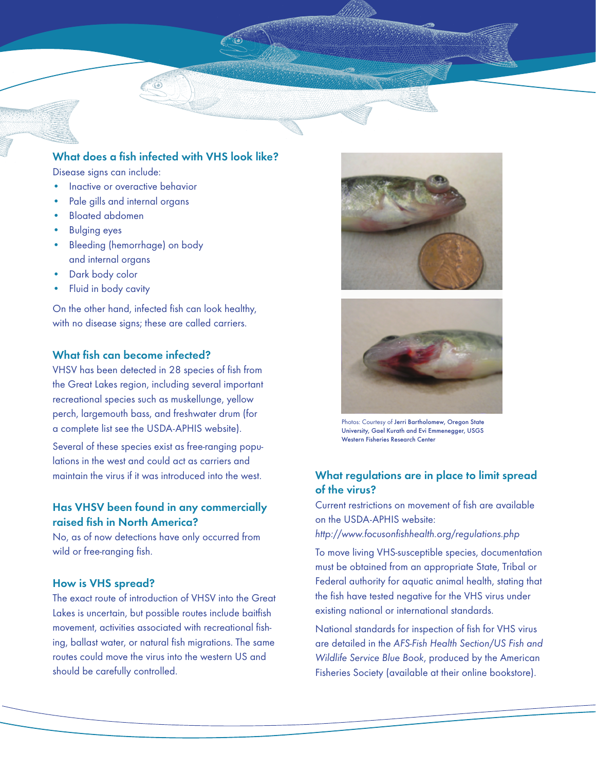## What does a fish infected with VHS look like?

Disease signs can include:

- Inactive or overactive behavior
- Pale gills and internal organs
- Bloated abdomen
- Bulging eyes
- Bleeding (hemorrhage) on body and internal organs
- Dark body color
- Fluid in body cavity

On the other hand, infected fish can look healthy, with no disease signs; these are called carriers.

## What fish can become infected?

VHSV has been detected in 28 species of fish from the Great Lakes region, including several important recreational species such as muskellunge, yellow perch, largemouth bass, and freshwater drum (for a complete list see the USDA-APHIS website).

Several of these species exist as free-ranging populations in the west and could act as carriers and maintain the virus if it was introduced into the west.

## Has VHSV been found in any commercially raised fish in North America?

No, as of now detections have only occurred from wild or free-ranging fish.

## How is VHS spread?

The exact route of introduction of VHSV into the Great Lakes is uncertain, but possible routes include baitfish movement, activities associated with recreational fishing, ballast water, or natural fish migrations. The same routes could move the virus into the western US and should be carefully controlled.

Photos: Courtesy of Jerri Bartholomew, Oregon State University, Gael Kurath and Evi Emmenegger, USGS Western Fisheries Research Center

## What regulations are in place to limit spread of the virus?

Current restrictions on movement of fish are available on the USDA-APHIS website:
*http://www.focusonfishhealth.org/regulations.php*

To move living VHS-susceptible species, documentation must be obtained from an appropriate State, Tribal or Federal authority for aquatic animal health, stating that the fish have tested negative for the VHS virus under existing national or international standards.

National standards for inspection of fish for VHS virus are detailed in the *AFS-Fish Health Section/US Fish and Wildlife Service Blue Book*, produced by the American Fisheries Society (available at their online bookstore).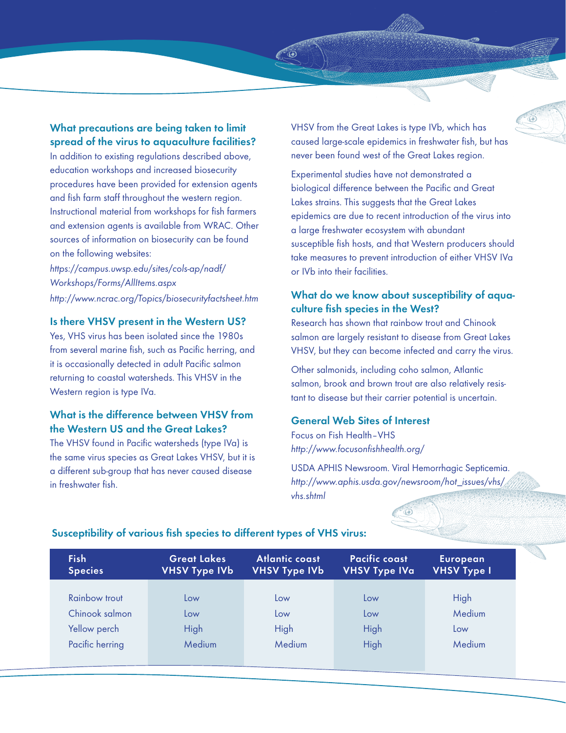## What precautions are being taken to limit spread of the virus to aquaculture facilities?

In addition to existing regulations described above, education workshops and increased biosecurity procedures have been provided for extension agents and fish farm staff throughout the western region. Instructional material from workshops for fish farmers and extension agents is available from WRAC. Other sources of information on biosecurity can be found on the following websites:

*https://campus.uwsp.edu/sites/cols-ap/nadf/Workshops/Forms/AllItems.aspx*

*http://www.ncrac.org/Topics/biosecurityfactsheet.htm*

## Is there VHSV present in the Western US?

Yes, VHS virus has been isolated since the 1980s from several marine fish, such as Pacific herring, and it is occasionally detected in adult Pacific salmon returning to coastal watersheds. This VHSV in the Western region is type IVa.

## What is the difference between VHSV from the Western US and the Great Lakes?

The VHSV found in Pacific watersheds (type IVa) is the same virus species as Great Lakes VHSV, but it is a different sub-group that has never caused disease in freshwater fish.

VHSV from the Great Lakes is type IVb, which has caused large-scale epidemics in freshwater fish, but has never been found west of the Great Lakes region.

Experimental studies have not demonstrated a biological difference between the Pacific and Great Lakes strains. This suggests that the Great Lakes epidemics are due to recent introduction of the virus into a large freshwater ecosystem with abundant susceptible fish hosts, and that Western producers should take measures to prevent introduction of either VHSV IVa or IVb into their facilities.

## What do we know about susceptibility of aquaculture fish species in the West?

Research has shown that rainbow trout and Chinook salmon are largely resistant to disease from Great Lakes VHSV, but they can become infected and carry the virus.

Other salmonids, including coho salmon, Atlantic salmon, brook and brown trout are also relatively resistant to disease but their carrier potential is uncertain.

## General Web Sites of Interest

Focus on Fish Health–VHS
*http://www.focusonfishhealth.org/*

USDA APHIS Newsroom. Viral Hemorrhagic Septicemia.
*http://www.aphis.usda.gov/newsroom/hot_issues/vhs/vhs.shtml*

## Susceptibility of various fish species to different types of VHS virus:

| Fish Species | Great Lakes VHSV Type IVb | Atlantic coast VHSV Type IVb | Pacific coast VHSV Type IVa | European VHSV Type I |
|---|---|---|---|---|
| Rainbow trout | Low | Low | Low | High |
| Chinook salmon | Low | Low | Low | Medium |
| Yellow perch | High | High | High | Low |
| Pacific herring | Medium | Medium | High | Medium |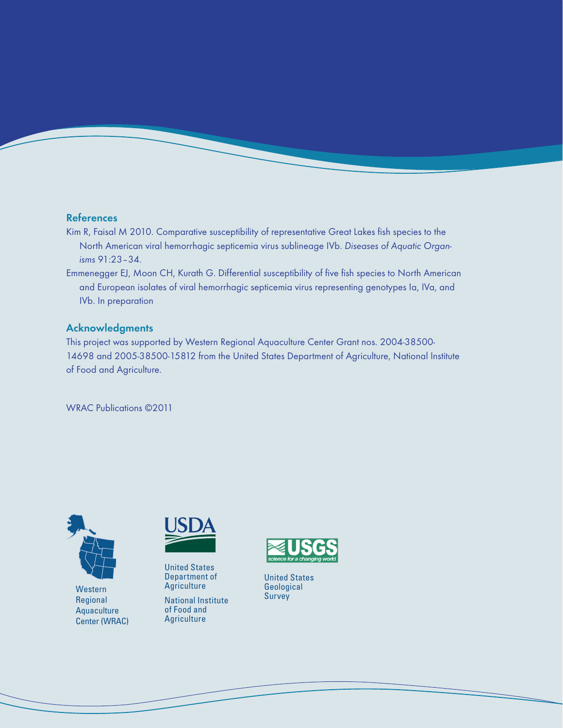## References

Kim R, Faisal M 2010. Comparative susceptibility of representative Great Lakes fish species to the North American viral hemorrhagic septicemia virus sublineage IVb. *Diseases of Aquatic Organisms* 91:23–34.

Emmenegger EJ, Moon CH, Kurath G. Differential susceptibility of five fish species to North American and European isolates of viral hemorrhagic septicemia virus representing genotypes Ia, IVa, and IVb. In preparation

## Acknowledgments

This project was supported by Western Regional Aquaculture Center Grant nos. 2004-38500-14698 and 2005-38500-15812 from the United States Department of Agriculture, National Institute of Food and Agriculture.

WRAC Publications ©2011

Western Regional Aquaculture Center (WRAC)

USDA

United States Department of Agriculture

National Institute of Food and Agriculture

USGS science for a changing world

United States Geological Survey